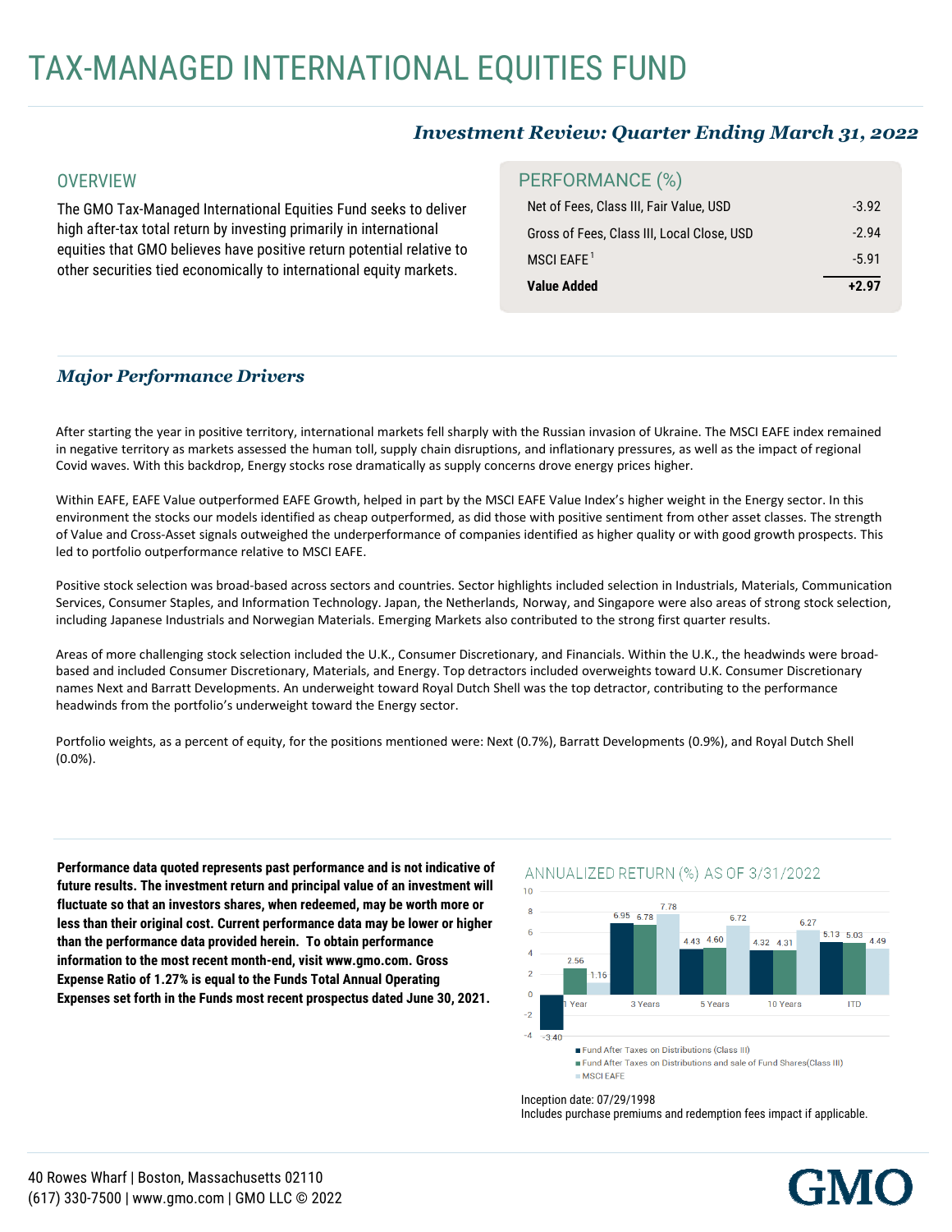# TAX-MANAGED INTERNATIONAL EQUITIES FUND

***Investment Review: Quarter Ending March 31, 2022***

## OVERVIEW

The GMO Tax-Managed International Equities Fund seeks to deliver high after-tax total return by investing primarily in international equities that GMO believes have positive return potential relative to other securities tied economically to international equity markets.

## PERFORMANCE (%)

| | |
|---|---|
| Net of Fees, Class III, Fair Value, USD | -3.92 |
| Gross of Fees, Class III, Local Close, USD | -2.94 |
| MSCI EAFE[1] | -5.91 |
| **Value Added** | **+2.97** |

## *Major Performance Drivers*

After starting the year in positive territory, international markets fell sharply with the Russian invasion of Ukraine. The MSCI EAFE index remained in negative territory as markets assessed the human toll, supply chain disruptions, and inflationary pressures, as well as the impact of regional Covid waves. With this backdrop, Energy stocks rose dramatically as supply concerns drove energy prices higher.

Within EAFE, EAFE Value outperformed EAFE Growth, helped in part by the MSCI EAFE Value Index's higher weight in the Energy sector. In this environment the stocks our models identified as cheap outperformed, as did those with positive sentiment from other asset classes. The strength of Value and Cross-Asset signals outweighed the underperformance of companies identified as higher quality or with good growth prospects. This led to portfolio outperformance relative to MSCI EAFE.

Positive stock selection was broad-based across sectors and countries. Sector highlights included selection in Industrials, Materials, Communication Services, Consumer Staples, and Information Technology. Japan, the Netherlands, Norway, and Singapore were also areas of strong stock selection, including Japanese Industrials and Norwegian Materials. Emerging Markets also contributed to the strong first quarter results.

Areas of more challenging stock selection included the U.K., Consumer Discretionary, and Financials. Within the U.K., the headwinds were broad-based and included Consumer Discretionary, Materials, and Energy. Top detractors included overweights toward U.K. Consumer Discretionary names Next and Barratt Developments. An underweight toward Royal Dutch Shell was the top detractor, contributing to the performance headwinds from the portfolio's underweight toward the Energy sector.

Portfolio weights, as a percent of equity, for the positions mentioned were: Next (0.7%), Barratt Developments (0.9%), and Royal Dutch Shell (0.0%).

**Performance data quoted represents past performance and is not indicative of future results. The investment return and principal value of an investment will fluctuate so that an investors shares, when redeemed, may be worth more or less than their original cost. Current performance data may be lower or higher than the performance data provided herein. To obtain performance information to the most recent month-end, visit www.gmo.com. Gross Expense Ratio of 1.27% is equal to the Funds Total Annual Operating Expenses set forth in the Funds most recent prospectus dated June 30, 2021.**

## ANNUALIZED RETURN (%) AS OF 3/31/2022

| | 1 Year | 3 Years | 5 Years | 10 Years | ITD |
|---|---|---|---|---|---|
| Fund After Taxes on Distributions (Class III) | -3.40 | 6.95 | 4.43 | 4.32 | 5.13 |
| Fund After Taxes on Distributions and sale of Fund Shares(Class III) | 2.56 | 6.78 | 4.60 | 4.31 | 5.03 |
| MSCI EAFE | 1.16 | 7.78 | 6.72 | 6.27 | 4.49 |

Inception date: 07/29/1998
Includes purchase premiums and redemption fees impact if applicable.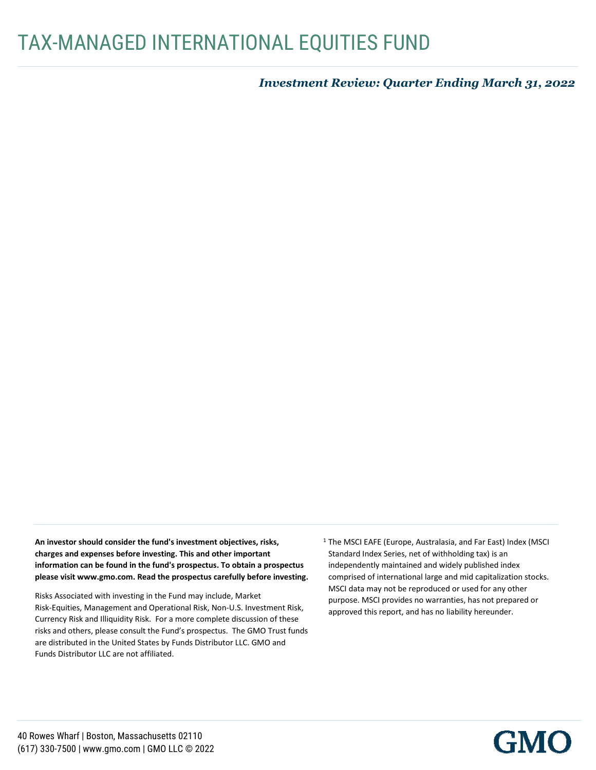# TAX-MANAGED INTERNATIONAL EQUITIES FUND

***Investment Review: Quarter Ending March 31, 2022***

**An investor should consider the fund's investment objectives, risks, charges and expenses before investing. This and other important information can be found in the fund's prospectus. To obtain a prospectus please visit www.gmo.com. Read the prospectus carefully before investing.**

Risks Associated with investing in the Fund may include, Market Risk-Equities, Management and Operational Risk, Non-U.S. Investment Risk, Currency Risk and Illiquidity Risk. For a more complete discussion of these risks and others, please consult the Fund's prospectus. The GMO Trust funds are distributed in the United States by Funds Distributor LLC. GMO and Funds Distributor LLC are not affiliated.

[1] The MSCI EAFE (Europe, Australasia, and Far East) Index (MSCI Standard Index Series, net of withholding tax) is an independently maintained and widely published index comprised of international large and mid capitalization stocks. MSCI data may not be reproduced or used for any other purpose. MSCI provides no warranties, has not prepared or approved this report, and has no liability hereunder.

40 Rowes Wharf | Boston, Massachusetts 02110
(617) 330-7500 | www.gmo.com | GMO LLC © 2022

GMO